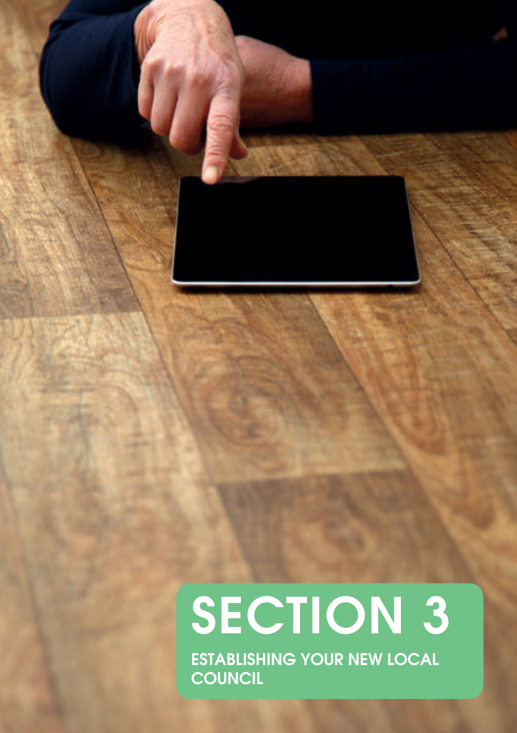# SECTION 3

## ESTABLISHING YOUR NEW LOCAL COUNCIL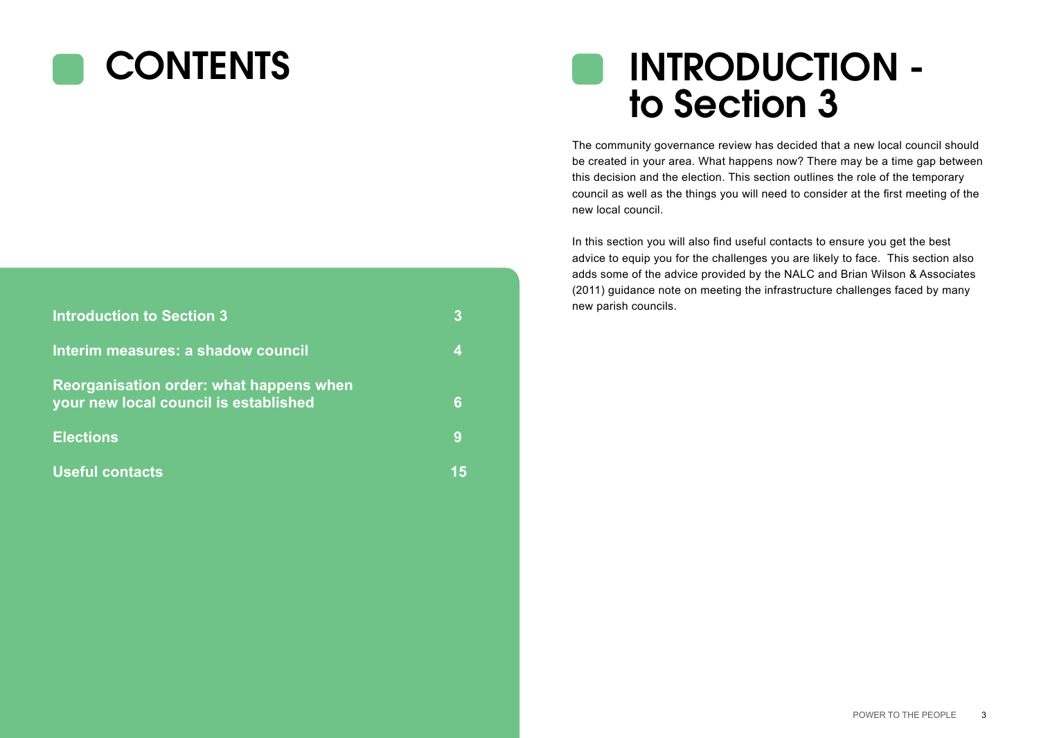# CONTENTS

| | |
|---|---|
| **Introduction to Section 3** | **3** |
| **Interim measures: a shadow council** | **4** |
| **Reorganisation order: what happens when your new local council is established** | **6** |
| **Elections** | **9** |
| **Useful contacts** | **15** |

# INTRODUCTION - to Section 3

The community governance review has decided that a new local council should be created in your area. What happens now? There may be a time gap between this decision and the election. This section outlines the role of the temporary council as well as the things you will need to consider at the first meeting of the new local council.

In this section you will also find useful contacts to ensure you get the best advice to equip you for the challenges you are likely to face. This section also adds some of the advice provided by the NALC and Brian Wilson & Associates (2011) guidance note on meeting the infrastructure challenges faced by many new parish councils.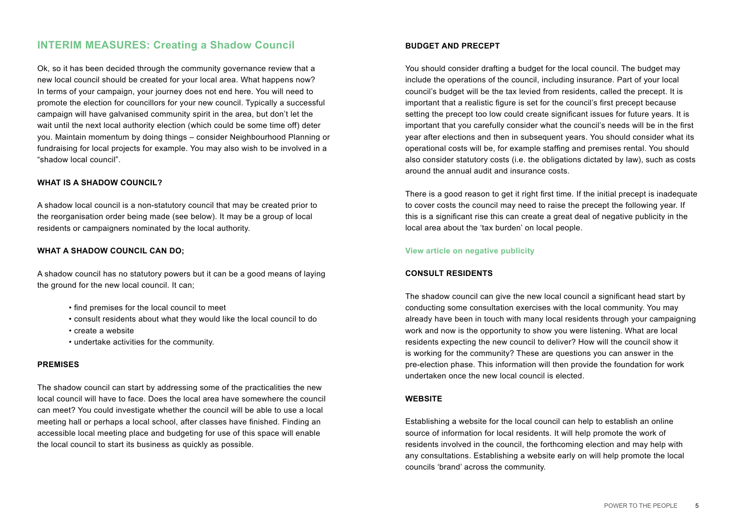## INTERIM MEASURES: Creating a Shadow Council

Ok, so it has been decided through the community governance review that a new local council should be created for your local area. What happens now? In terms of your campaign, your journey does not end here. You will need to promote the election for councillors for your new council. Typically a successful campaign will have galvanised community spirit in the area, but don't let the wait until the next local authority election (which could be some time off) deter you. Maintain momentum by doing things – consider Neighbourhood Planning or fundraising for local projects for example. You may also wish to be involved in a "shadow local council".

### WHAT IS A SHADOW COUNCIL?

A shadow local council is a non-statutory council that may be created prior to the reorganisation order being made (see below). It may be a group of local residents or campaigners nominated by the local authority.

### WHAT A SHADOW COUNCIL CAN DO;

A shadow council has no statutory powers but it can be a good means of laying the ground for the new local council. It can;

- find premises for the local council to meet
- consult residents about what they would like the local council to do
- create a website
- undertake activities for the community.

### PREMISES

The shadow council can start by addressing some of the practicalities the new local council will have to face. Does the local area have somewhere the council can meet? You could investigate whether the council will be able to use a local meeting hall or perhaps a local school, after classes have finished. Finding an accessible local meeting place and budgeting for use of this space will enable the local council to start its business as quickly as possible.

### BUDGET AND PRECEPT

You should consider drafting a budget for the local council. The budget may include the operations of the council, including insurance. Part of your local council's budget will be the tax levied from residents, called the precept. It is important that a realistic figure is set for the council's first precept because setting the precept too low could create significant issues for future years. It is important that you carefully consider what the council's needs will be in the first year after elections and then in subsequent years. You should consider what its operational costs will be, for example staffing and premises rental. You should also consider statutory costs (i.e. the obligations dictated by law), such as costs around the annual audit and insurance costs.

There is a good reason to get it right first time. If the initial precept is inadequate to cover costs the council may need to raise the precept the following year. If this is a significant rise this can create a great deal of negative publicity in the local area about the 'tax burden' on local people.

**View article on negative publicity**

### CONSULT RESIDENTS

The shadow council can give the new local council a significant head start by conducting some consultation exercises with the local community. You may already have been in touch with many local residents through your campaigning work and now is the opportunity to show you were listening. What are local residents expecting the new council to deliver? How will the council show it is working for the community? These are questions you can answer in the pre-election phase. This information will then provide the foundation for work undertaken once the new local council is elected.

### WEBSITE

Establishing a website for the local council can help to establish an online source of information for local residents. It will help promote the work of residents involved in the council, the forthcoming election and may help with any consultations. Establishing a website early on will help promote the local councils 'brand' across the community.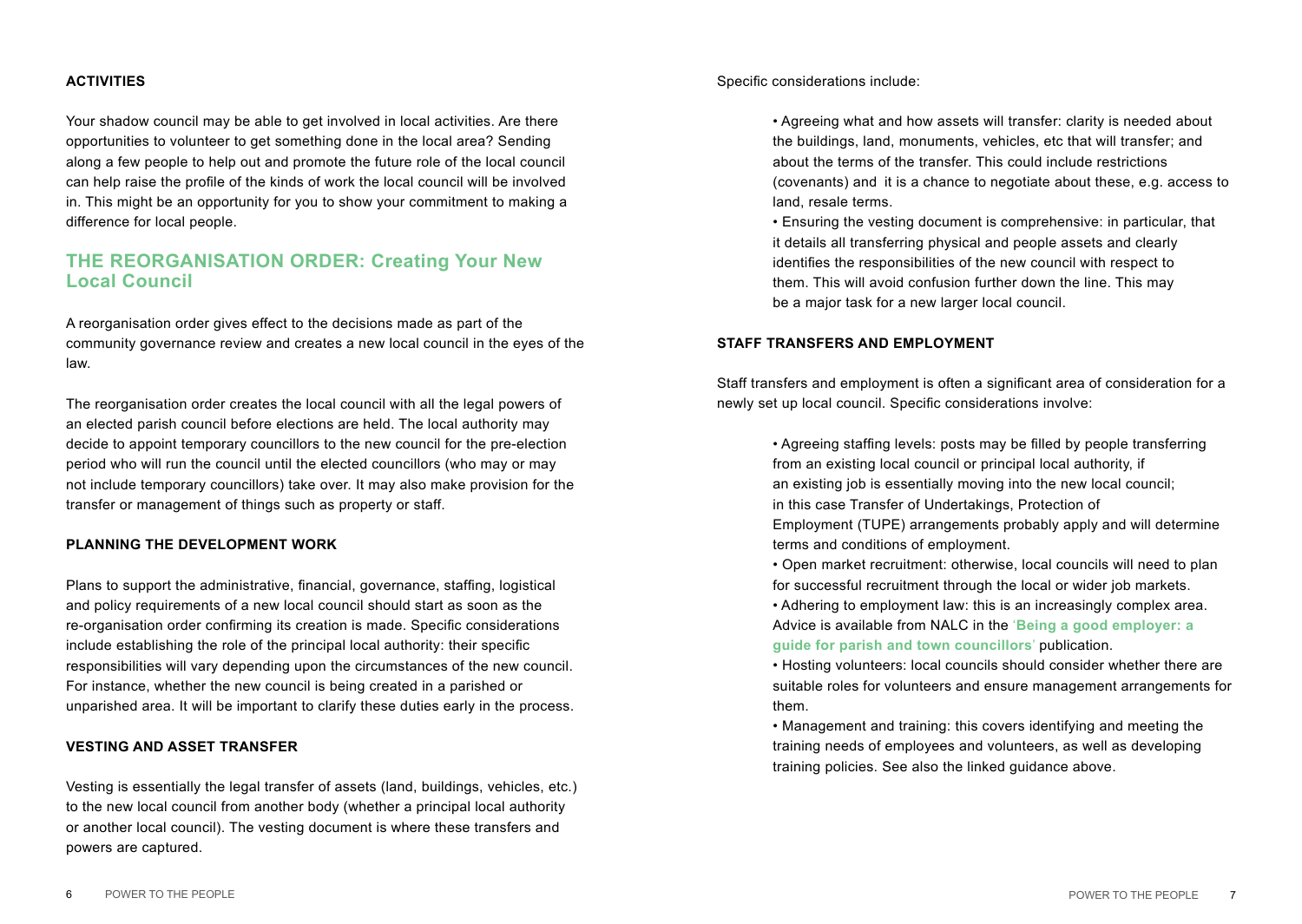#### ACTIVITIES

Your shadow council may be able to get involved in local activities. Are there opportunities to volunteer to get something done in the local area? Sending along a few people to help out and promote the future role of the local council can help raise the profile of the kinds of work the local council will be involved in. This might be an opportunity for you to show your commitment to making a difference for local people.

## THE REORGANISATION ORDER: Creating Your New Local Council

A reorganisation order gives effect to the decisions made as part of the community governance review and creates a new local council in the eyes of the law.

The reorganisation order creates the local council with all the legal powers of an elected parish council before elections are held. The local authority may decide to appoint temporary councillors to the new council for the pre-election period who will run the council until the elected councillors (who may or may not include temporary councillors) take over. It may also make provision for the transfer or management of things such as property or staff.

#### PLANNING THE DEVELOPMENT WORK

Plans to support the administrative, financial, governance, staffing, logistical and policy requirements of a new local council should start as soon as the re-organisation order confirming its creation is made. Specific considerations include establishing the role of the principal local authority: their specific responsibilities will vary depending upon the circumstances of the new council. For instance, whether the new council is being created in a parished or unparished area. It will be important to clarify these duties early in the process.

#### VESTING AND ASSET TRANSFER

Vesting is essentially the legal transfer of assets (land, buildings, vehicles, etc.) to the new local council from another body (whether a principal local authority or another local council). The vesting document is where these transfers and powers are captured.

Specific considerations include:

- Agreeing what and how assets will transfer: clarity is needed about the buildings, land, monuments, vehicles, etc that will transfer; and about the terms of the transfer. This could include restrictions (covenants) and it is a chance to negotiate about these, e.g. access to land, resale terms.
- Ensuring the vesting document is comprehensive: in particular, that it details all transferring physical and people assets and clearly identifies the responsibilities of the new council with respect to them. This will avoid confusion further down the line. This may be a major task for a new larger local council.

#### STAFF TRANSFERS AND EMPLOYMENT

Staff transfers and employment is often a significant area of consideration for a newly set up local council. Specific considerations involve:

- Agreeing staffing levels: posts may be filled by people transferring from an existing local council or principal local authority, if an existing job is essentially moving into the new local council; in this case Transfer of Undertakings, Protection of Employment (TUPE) arrangements probably apply and will determine terms and conditions of employment.
- Open market recruitment: otherwise, local councils will need to plan for successful recruitment through the local or wider job markets.
- Adhering to employment law: this is an increasingly complex area. Advice is available from NALC in the '**Being a good employer: a guide for parish and town councillors**' publication.
- Hosting volunteers: local councils should consider whether there are suitable roles for volunteers and ensure management arrangements for them.
- Management and training: this covers identifying and meeting the training needs of employees and volunteers, as well as developing training policies. See also the linked guidance above.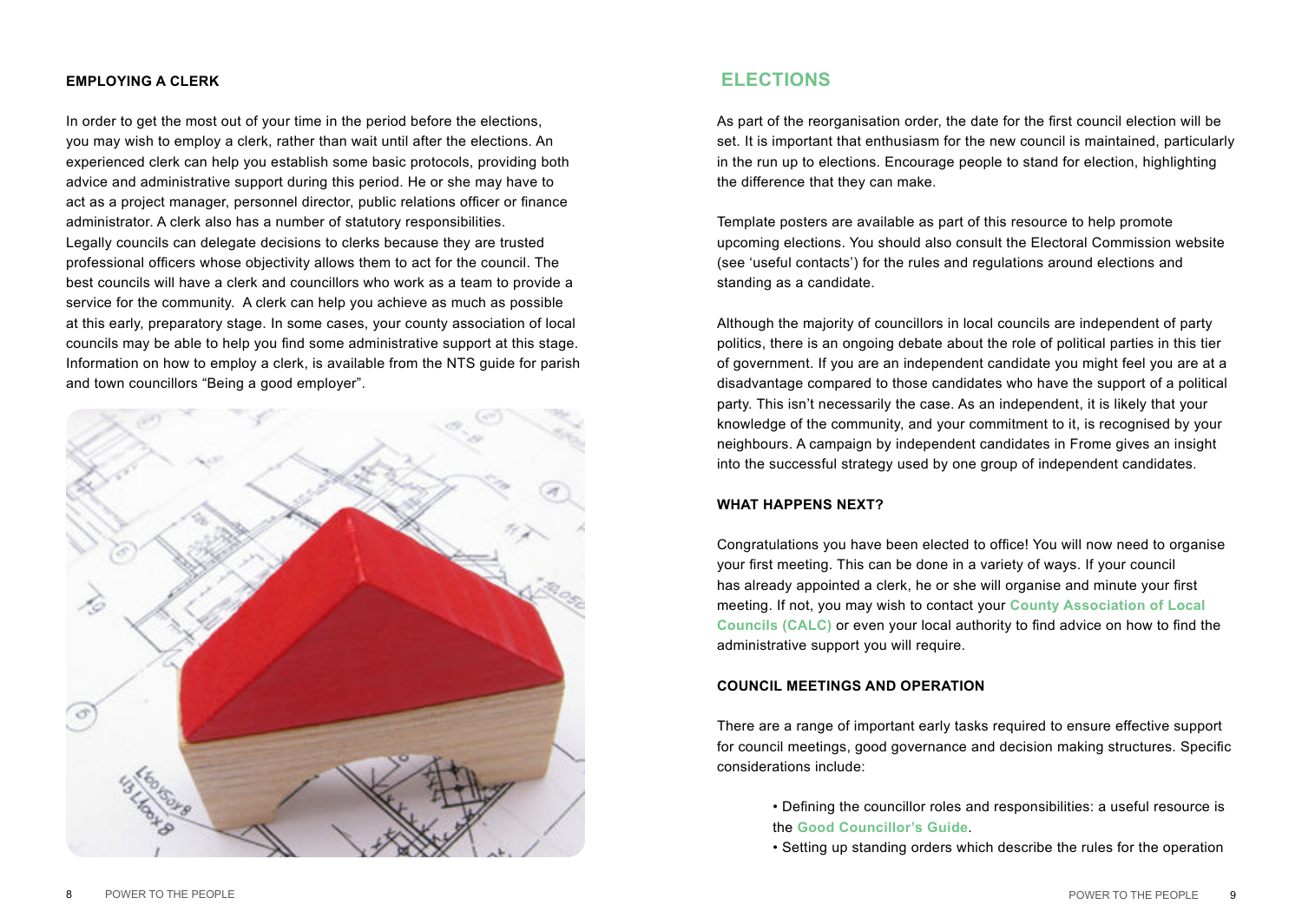### EMPLOYING A CLERK

In order to get the most out of your time in the period before the elections, you may wish to employ a clerk, rather than wait until after the elections. An experienced clerk can help you establish some basic protocols, providing both advice and administrative support during this period. He or she may have to act as a project manager, personnel director, public relations officer or finance administrator. A clerk also has a number of statutory responsibilities. Legally councils can delegate decisions to clerks because they are trusted professional officers whose objectivity allows them to act for the council. The best councils will have a clerk and councillors who work as a team to provide a service for the community. A clerk can help you achieve as much as possible at this early, preparatory stage. In some cases, your county association of local councils may be able to help you find some administrative support at this stage. Information on how to employ a clerk, is available from the NTS guide for parish and town councillors "Being a good employer".

## ELECTIONS

As part of the reorganisation order, the date for the first council election will be set. It is important that enthusiasm for the new council is maintained, particularly in the run up to elections. Encourage people to stand for election, highlighting the difference that they can make.

Template posters are available as part of this resource to help promote upcoming elections. You should also consult the Electoral Commission website (see 'useful contacts') for the rules and regulations around elections and standing as a candidate.

Although the majority of councillors in local councils are independent of party politics, there is an ongoing debate about the role of political parties in this tier of government. If you are an independent candidate you might feel you are at a disadvantage compared to those candidates who have the support of a political party. This isn't necessarily the case. As an independent, it is likely that your knowledge of the community, and your commitment to it, is recognised by your neighbours. A campaign by independent candidates in Frome gives an insight into the successful strategy used by one group of independent candidates.

### WHAT HAPPENS NEXT?

Congratulations you have been elected to office! You will now need to organise your first meeting. This can be done in a variety of ways. If your council has already appointed a clerk, he or she will organise and minute your first meeting. If not, you may wish to contact your **County Association of Local Councils (CALC)** or even your local authority to find advice on how to find the administrative support you will require.

### COUNCIL MEETINGS AND OPERATION

There are a range of important early tasks required to ensure effective support for council meetings, good governance and decision making structures. Specific considerations include:

- Defining the councillor roles and responsibilities: a useful resource is the **Good Councillor's Guide**.
- Setting up standing orders which describe the rules for the operation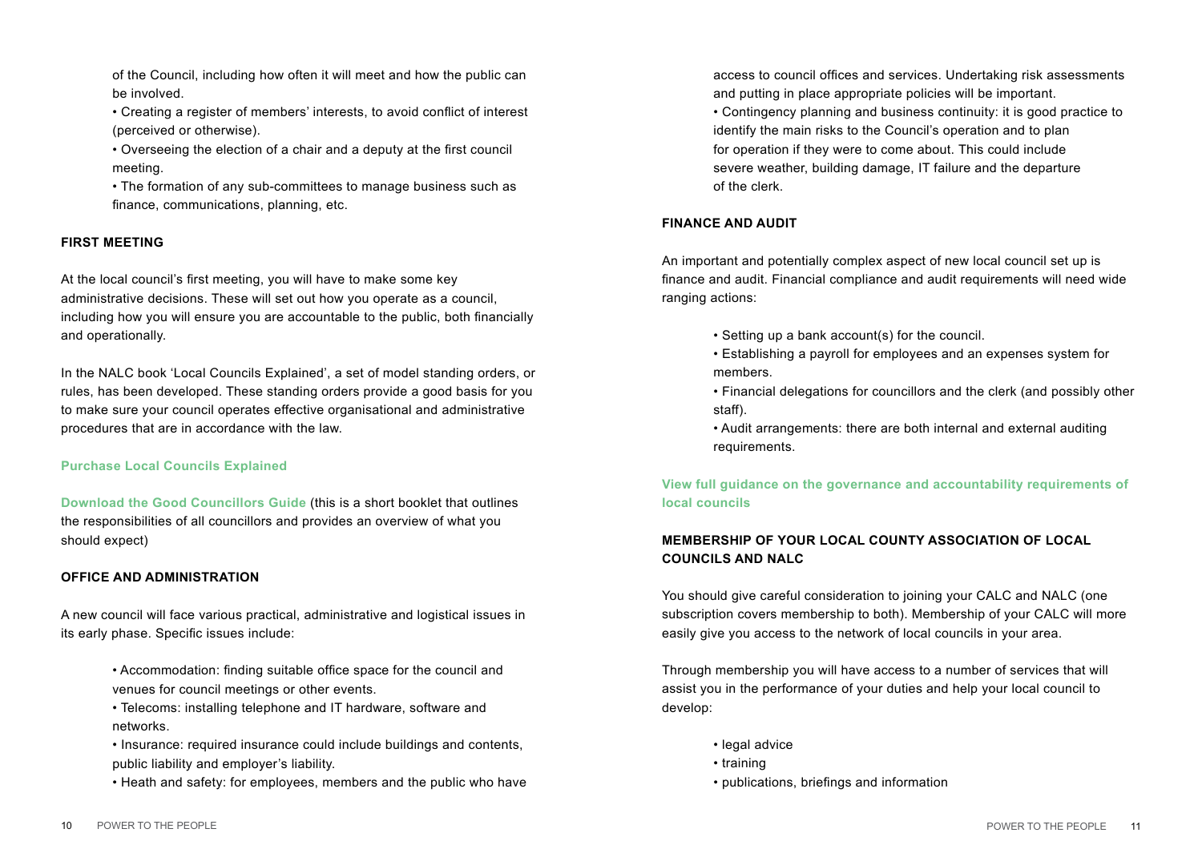of the Council, including how often it will meet and how the public can be involved.

- Creating a register of members' interests, to avoid conflict of interest (perceived or otherwise).
- Overseeing the election of a chair and a deputy at the first council meeting.
- The formation of any sub-committees to manage business such as finance, communications, planning, etc.

## FIRST MEETING

At the local council's first meeting, you will have to make some key administrative decisions. These will set out how you operate as a council, including how you will ensure you are accountable to the public, both financially and operationally.

In the NALC book 'Local Councils Explained', a set of model standing orders, or rules, has been developed. These standing orders provide a good basis for you to make sure your council operates effective organisational and administrative procedures that are in accordance with the law.

**Purchase Local Councils Explained**

**Download the Good Councillors Guide** (this is a short booklet that outlines the responsibilities of all councillors and provides an overview of what you should expect)

## OFFICE AND ADMINISTRATION

A new council will face various practical, administrative and logistical issues in its early phase. Specific issues include:

- Accommodation: finding suitable office space for the council and venues for council meetings or other events.
- Telecoms: installing telephone and IT hardware, software and networks.
- Insurance: required insurance could include buildings and contents, public liability and employer's liability.
- Heath and safety: for employees, members and the public who have access to council offices and services. Undertaking risk assessments and putting in place appropriate policies will be important.
- Contingency planning and business continuity: it is good practice to identify the main risks to the Council's operation and to plan for operation if they were to come about. This could include severe weather, building damage, IT failure and the departure of the clerk.

## FINANCE AND AUDIT

An important and potentially complex aspect of new local council set up is finance and audit. Financial compliance and audit requirements will need wide ranging actions:

- Setting up a bank account(s) for the council.
- Establishing a payroll for employees and an expenses system for members.
- Financial delegations for councillors and the clerk (and possibly other staff).
- Audit arrangements: there are both internal and external auditing requirements.

**View full guidance on the governance and accountability requirements of local councils**

## MEMBERSHIP OF YOUR LOCAL COUNTY ASSOCIATION OF LOCAL COUNCILS AND NALC

You should give careful consideration to joining your CALC and NALC (one subscription covers membership to both). Membership of your CALC will more easily give you access to the network of local councils in your area.

Through membership you will have access to a number of services that will assist you in the performance of your duties and help your local council to develop:

- legal advice
- training
- publications, briefings and information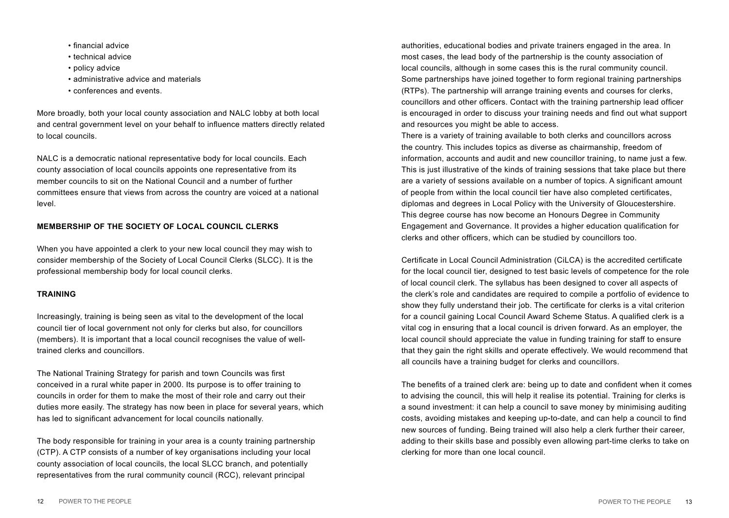- financial advice
- technical advice
- policy advice
- administrative advice and materials
- conferences and events.

More broadly, both your local county association and NALC lobby at both local and central government level on your behalf to influence matters directly related to local councils.

NALC is a democratic national representative body for local councils. Each county association of local councils appoints one representative from its member councils to sit on the National Council and a number of further committees ensure that views from across the country are voiced at a national level.

**MEMBERSHIP OF THE SOCIETY OF LOCAL COUNCIL CLERKS**

When you have appointed a clerk to your new local council they may wish to consider membership of the Society of Local Council Clerks (SLCC). It is the professional membership body for local council clerks.

**TRAINING**

Increasingly, training is being seen as vital to the development of the local council tier of local government not only for clerks but also, for councillors (members). It is important that a local council recognises the value of well-trained clerks and councillors.

The National Training Strategy for parish and town Councils was first conceived in a rural white paper in 2000. Its purpose is to offer training to councils in order for them to make the most of their role and carry out their duties more easily. The strategy has now been in place for several years, which has led to significant advancement for local councils nationally.

The body responsible for training in your area is a county training partnership (CTP). A CTP consists of a number of key organisations including your local county association of local councils, the local SLCC branch, and potentially representatives from the rural community council (RCC), relevant principal authorities, educational bodies and private trainers engaged in the area. In most cases, the lead body of the partnership is the county association of local councils, although in some cases this is the rural community council. Some partnerships have joined together to form regional training partnerships (RTPs). The partnership will arrange training events and courses for clerks, councillors and other officers. Contact with the training partnership lead officer is encouraged in order to discuss your training needs and find out what support and resources you might be able to access.

There is a variety of training available to both clerks and councillors across the country. This includes topics as diverse as chairmanship, freedom of information, accounts and audit and new councillor training, to name just a few. This is just illustrative of the kinds of training sessions that take place but there are a variety of sessions available on a number of topics. A significant amount of people from within the local council tier have also completed certificates, diplomas and degrees in Local Policy with the University of Gloucestershire. This degree course has now become an Honours Degree in Community Engagement and Governance. It provides a higher education qualification for clerks and other officers, which can be studied by councillors too.

Certificate in Local Council Administration (CiLCA) is the accredited certificate for the local council tier, designed to test basic levels of competence for the role of local council clerk. The syllabus has been designed to cover all aspects of the clerk's role and candidates are required to compile a portfolio of evidence to show they fully understand their job. The certificate for clerks is a vital criterion for a council gaining Local Council Award Scheme Status. A qualified clerk is a vital cog in ensuring that a local council is driven forward. As an employer, the local council should appreciate the value in funding training for staff to ensure that they gain the right skills and operate effectively. We would recommend that all councils have a training budget for clerks and councillors.

The benefits of a trained clerk are: being up to date and confident when it comes to advising the council, this will help it realise its potential. Training for clerks is a sound investment: it can help a council to save money by minimising auditing costs, avoiding mistakes and keeping up-to-date, and can help a council to find new sources of funding. Being trained will also help a clerk further their career, adding to their skills base and possibly even allowing part-time clerks to take on clerking for more than one local council.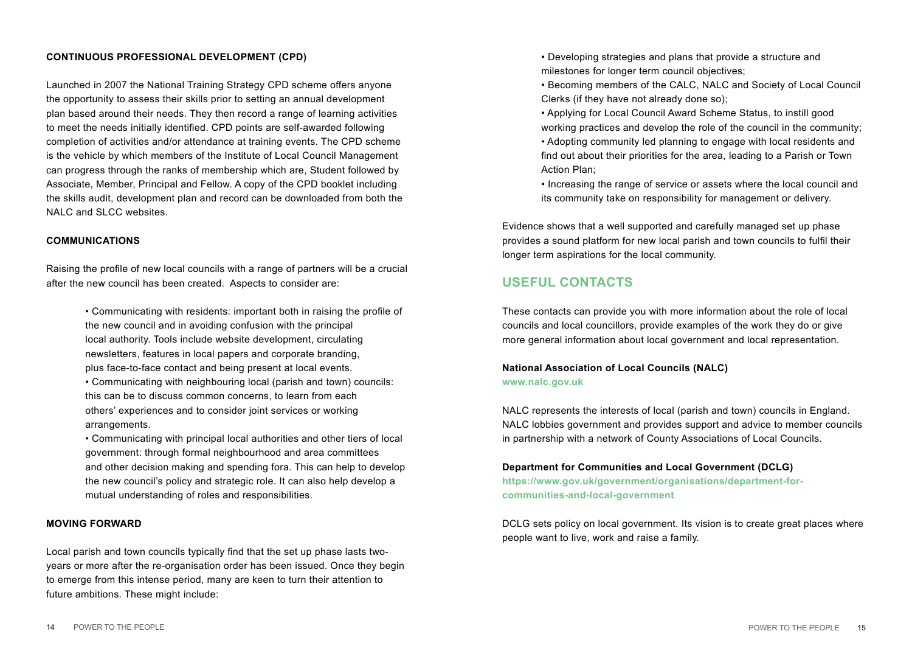### CONTINUOUS PROFESSIONAL DEVELOPMENT (CPD)

Launched in 2007 the National Training Strategy CPD scheme offers anyone the opportunity to assess their skills prior to setting an annual development plan based around their needs. They then record a range of learning activities to meet the needs initially identified. CPD points are self-awarded following completion of activities and/or attendance at training events. The CPD scheme is the vehicle by which members of the Institute of Local Council Management can progress through the ranks of membership which are, Student followed by Associate, Member, Principal and Fellow. A copy of the CPD booklet including the skills audit, development plan and record can be downloaded from both the NALC and SLCC websites.

### COMMUNICATIONS

Raising the profile of new local councils with a range of partners will be a crucial after the new council has been created. Aspects to consider are:

- Communicating with residents: important both in raising the profile of the new council and in avoiding confusion with the principal local authority. Tools include website development, circulating newsletters, features in local papers and corporate branding, plus face-to-face contact and being present at local events.
- Communicating with neighbouring local (parish and town) councils: this can be to discuss common concerns, to learn from each others' experiences and to consider joint services or working arrangements.
- Communicating with principal local authorities and other tiers of local government: through formal neighbourhood and area committees and other decision making and spending fora. This can help to develop the new council's policy and strategic role. It can also help develop a mutual understanding of roles and responsibilities.

### MOVING FORWARD

Local parish and town councils typically find that the set up phase lasts two-years or more after the re-organisation order has been issued. Once they begin to emerge from this intense period, many are keen to turn their attention to future ambitions. These might include:

- Developing strategies and plans that provide a structure and milestones for longer term council objectives;
- Becoming members of the CALC, NALC and Society of Local Council Clerks (if they have not already done so);
- Applying for Local Council Award Scheme Status, to instill good working practices and develop the role of the council in the community;
- Adopting community led planning to engage with local residents and find out about their priorities for the area, leading to a Parish or Town Action Plan;
- Increasing the range of service or assets where the local council and its community take on responsibility for management or delivery.

Evidence shows that a well supported and carefully managed set up phase provides a sound platform for new local parish and town councils to fulfil their longer term aspirations for the local community.

## USEFUL CONTACTS

These contacts can provide you with more information about the role of local councils and local councillors, provide examples of the work they do or give more general information about local government and local representation.

**National Association of Local Councils (NALC)**
**www.nalc.gov.uk**

NALC represents the interests of local (parish and town) councils in England. NALC lobbies government and provides support and advice to member councils in partnership with a network of County Associations of Local Councils.

**Department for Communities and Local Government (DCLG)**
**https://www.gov.uk/government/organisations/department-for-communities-and-local-government**

DCLG sets policy on local government. Its vision is to create great places where people want to live, work and raise a family.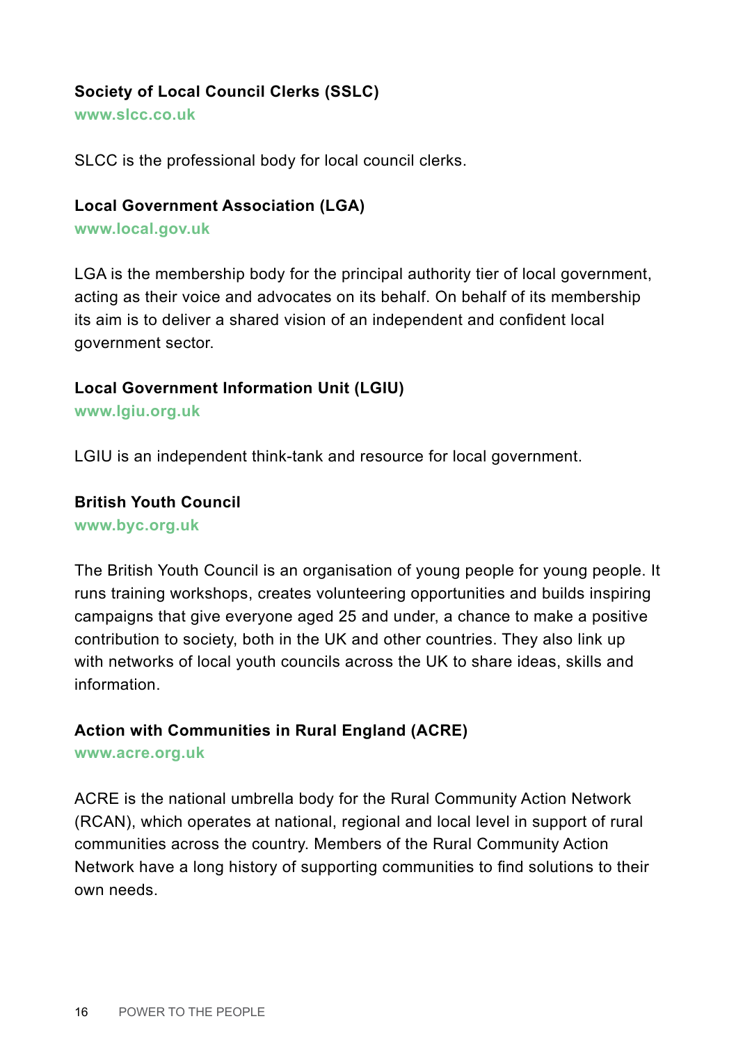**Society of Local Council Clerks (SSLC)**
**www.slcc.co.uk**

SLCC is the professional body for local council clerks.

**Local Government Association (LGA)**
**www.local.gov.uk**

LGA is the membership body for the principal authority tier of local government, acting as their voice and advocates on its behalf. On behalf of its membership its aim is to deliver a shared vision of an independent and confident local government sector.

**Local Government Information Unit (LGIU)**
**www.lgiu.org.uk**

LGIU is an independent think-tank and resource for local government.

**British Youth Council**
**www.byc.org.uk**

The British Youth Council is an organisation of young people for young people. It runs training workshops, creates volunteering opportunities and builds inspiring campaigns that give everyone aged 25 and under, a chance to make a positive contribution to society, both in the UK and other countries. They also link up with networks of local youth councils across the UK to share ideas, skills and information.

**Action with Communities in Rural England (ACRE)**
**www.acre.org.uk**

ACRE is the national umbrella body for the Rural Community Action Network (RCAN), which operates at national, regional and local level in support of rural communities across the country. Members of the Rural Community Action Network have a long history of supporting communities to find solutions to their own needs.